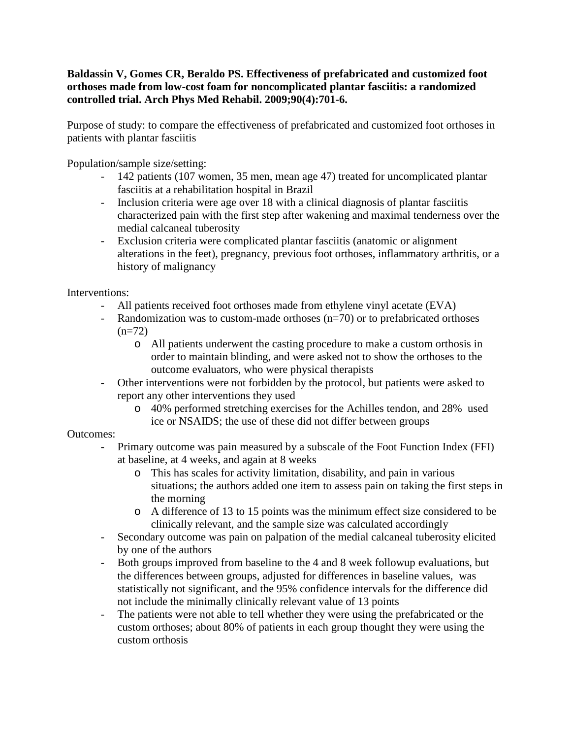**Baldassin V, Gomes CR, Beraldo PS. Effectiveness of prefabricated and customized foot orthoses made from low-cost foam for noncomplicated plantar fasciitis: a randomized controlled trial. Arch Phys Med Rehabil. 2009;90(4):701-6.**

Purpose of study: to compare the effectiveness of prefabricated and customized foot orthoses in patients with plantar fasciitis

Population/sample size/setting:

- 142 patients (107 women, 35 men, mean age 47) treated for uncomplicated plantar fasciitis at a rehabilitation hospital in Brazil
- Inclusion criteria were age over 18 with a clinical diagnosis of plantar fasciitis characterized pain with the first step after wakening and maximal tenderness over the medial calcaneal tuberosity
- Exclusion criteria were complicated plantar fasciitis (anatomic or alignment alterations in the feet), pregnancy, previous foot orthoses, inflammatory arthritis, or a history of malignancy

Interventions:

- All patients received foot orthoses made from ethylene vinyl acetate (EVA)
- Randomization was to custom-made orthoses (n=70) or to prefabricated orthoses (n=72)
    - All patients underwent the casting procedure to make a custom orthosis in order to maintain blinding, and were asked not to show the orthoses to the outcome evaluators, who were physical therapists
- Other interventions were not forbidden by the protocol, but patients were asked to report any other interventions they used
    - 40% performed stretching exercises for the Achilles tendon, and 28% used ice or NSAIDS; the use of these did not differ between groups

Outcomes:

- Primary outcome was pain measured by a subscale of the Foot Function Index (FFI) at baseline, at 4 weeks, and again at 8 weeks
    - This has scales for activity limitation, disability, and pain in various situations; the authors added one item to assess pain on taking the first steps in the morning
    - A difference of 13 to 15 points was the minimum effect size considered to be clinically relevant, and the sample size was calculated accordingly
- Secondary outcome was pain on palpation of the medial calcaneal tuberosity elicited by one of the authors
- Both groups improved from baseline to the 4 and 8 week followup evaluations, but the differences between groups, adjusted for differences in baseline values, was statistically not significant, and the 95% confidence intervals for the difference did not include the minimally clinically relevant value of 13 points
- The patients were not able to tell whether they were using the prefabricated or the custom orthoses; about 80% of patients in each group thought they were using the custom orthosis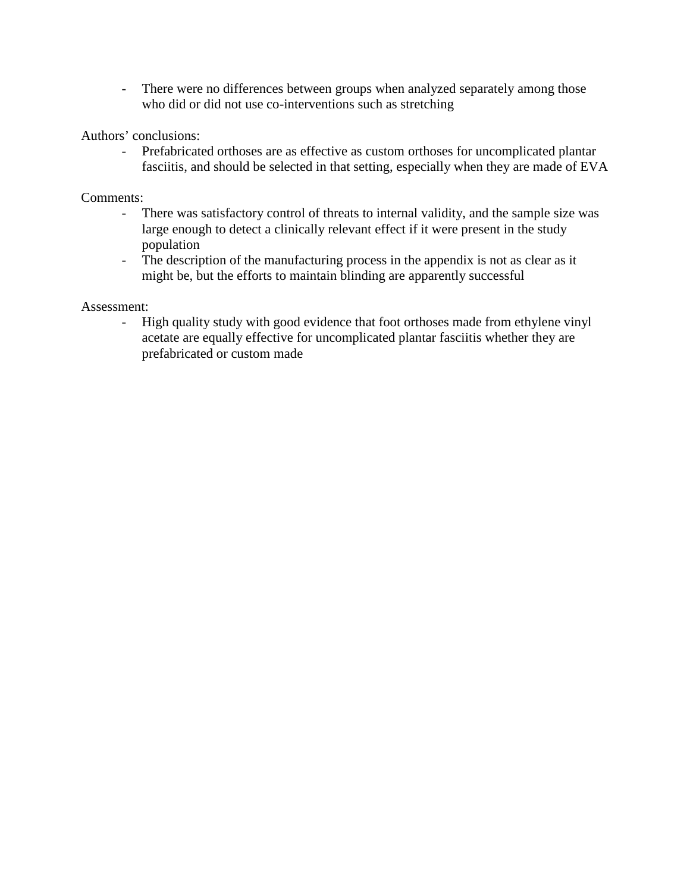- There were no differences between groups when analyzed separately among those who did or did not use co-interventions such as stretching

Authors' conclusions:

- Prefabricated orthoses are as effective as custom orthoses for uncomplicated plantar fasciitis, and should be selected in that setting, especially when they are made of EVA

Comments:

- There was satisfactory control of threats to internal validity, and the sample size was large enough to detect a clinically relevant effect if it were present in the study population
- The description of the manufacturing process in the appendix is not as clear as it might be, but the efforts to maintain blinding are apparently successful

Assessment:

- High quality study with good evidence that foot orthoses made from ethylene vinyl acetate are equally effective for uncomplicated plantar fasciitis whether they are prefabricated or custom made